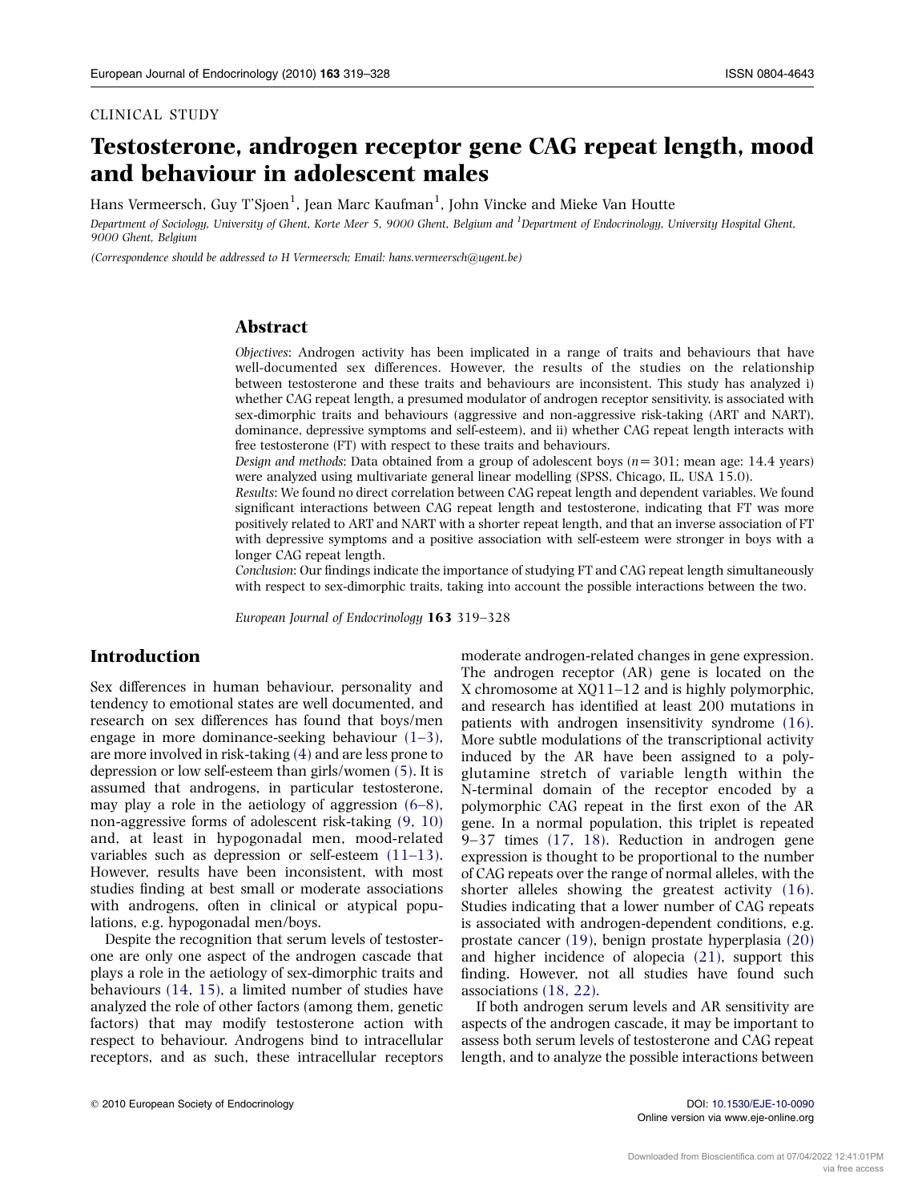CLINICAL STUDY

# Testosterone, androgen receptor gene CAG repeat length, mood and behaviour in adolescent males

Hans Vermeersch, Guy T'Sjoen[1], Jean Marc Kaufman[1], John Vincke and Mieke Van Houtte

Department of Sociology, University of Ghent, Korte Meer 5, 9000 Ghent, Belgium and [1]Department of Endocrinology, University Hospital Ghent, 9000 Ghent, Belgium

*(Correspondence should be addressed to H Vermeersch; Email: hans.vermeersch@ugent.be)*

## Abstract

*Objectives*: Androgen activity has been implicated in a range of traits and behaviours that have well-documented sex differences. However, the results of the studies on the relationship between testosterone and these traits and behaviours are inconsistent. This study has analyzed i) whether CAG repeat length, a presumed modulator of androgen receptor sensitivity, is associated with sex-dimorphic traits and behaviours (aggressive and non-aggressive risk-taking (ART and NART), dominance, depressive symptoms and self-esteem), and ii) whether CAG repeat length interacts with free testosterone (FT) with respect to these traits and behaviours.

*Design and methods*: Data obtained from a group of adolescent boys ($n=301$; mean age: 14.4 years) were analyzed using multivariate general linear modelling (SPSS, Chicago, IL, USA 15.0).

*Results*: We found no direct correlation between CAG repeat length and dependent variables. We found significant interactions between CAG repeat length and testosterone, indicating that FT was more positively related to ART and NART with a shorter repeat length, and that an inverse association of FT with depressive symptoms and a positive association with self-esteem were stronger in boys with a longer CAG repeat length.

*Conclusion*: Our findings indicate the importance of studying FT and CAG repeat length simultaneously with respect to sex-dimorphic traits, taking into account the possible interactions between the two.

*European Journal of Endocrinology* **163** 319–328

## Introduction

Sex differences in human behaviour, personality and tendency to emotional states are well documented, and research on sex differences has found that boys/men engage in more dominance-seeking behaviour (1–3), are more involved in risk-taking (4) and are less prone to depression or low self-esteem than girls/women (5). It is assumed that androgens, in particular testosterone, may play a role in the aetiology of aggression (6–8), non-aggressive forms of adolescent risk-taking (9, 10) and, at least in hypogonadal men, mood-related variables such as depression or self-esteem (11–13). However, results have been inconsistent, with most studies finding at best small or moderate associations with androgens, often in clinical or atypical populations, e.g. hypogonadal men/boys.

Despite the recognition that serum levels of testosterone are only one aspect of the androgen cascade that plays a role in the aetiology of sex-dimorphic traits and behaviours (14, 15), a limited number of studies have analyzed the role of other factors (among them, genetic factors) that may modify testosterone action with respect to behaviour. Androgens bind to intracellular receptors, and as such, these intracellular receptors moderate androgen-related changes in gene expression. The androgen receptor (AR) gene is located on the X chromosome at XQ11–12 and is highly polymorphic, and research has identified at least 200 mutations in patients with androgen insensitivity syndrome (16). More subtle modulations of the transcriptional activity induced by the AR have been assigned to a polyglutamine stretch of variable length within the N-terminal domain of the receptor encoded by a polymorphic CAG repeat in the first exon of the AR gene. In a normal population, this triplet is repeated 9–37 times (17, 18). Reduction in androgen gene expression is thought to be proportional to the number of CAG repeats over the range of normal alleles, with the shorter alleles showing the greatest activity (16). Studies indicating that a lower number of CAG repeats is associated with androgen-dependent conditions, e.g. prostate cancer (19), benign prostate hyperplasia (20) and higher incidence of alopecia (21), support this finding. However, not all studies have found such associations (18, 22).

If both androgen serum levels and AR sensitivity are aspects of the androgen cascade, it may be important to assess both serum levels of testosterone and CAG repeat length, and to analyze the possible interactions between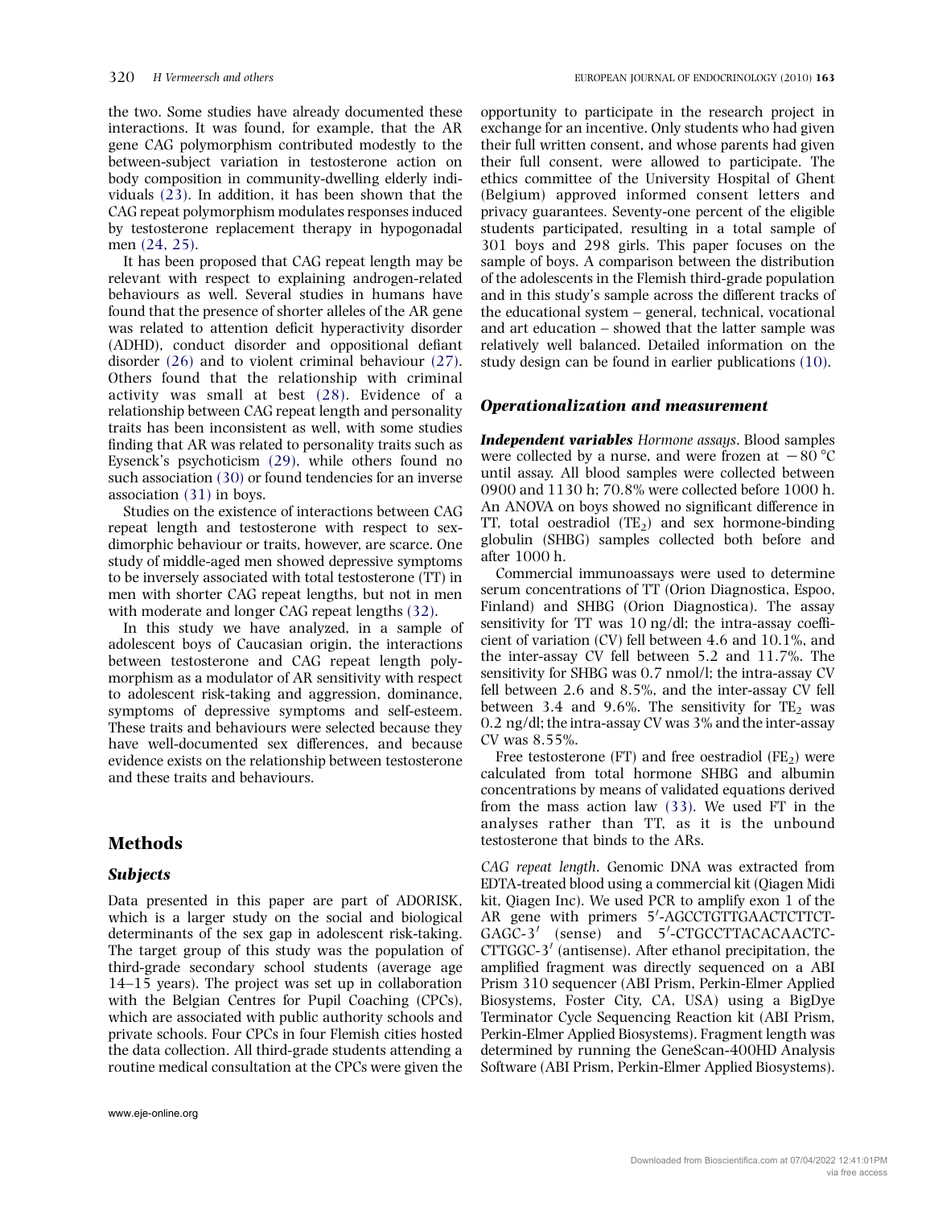the two. Some studies have already documented these interactions. It was found, for example, that the AR gene CAG polymorphism contributed modestly to the between-subject variation in testosterone action on body composition in community-dwelling elderly individuals (23). In addition, it has been shown that the CAG repeat polymorphism modulates responses induced by testosterone replacement therapy in hypogonadal men (24, 25).

It has been proposed that CAG repeat length may be relevant with respect to explaining androgen-related behaviours as well. Several studies in humans have found that the presence of shorter alleles of the AR gene was related to attention deficit hyperactivity disorder (ADHD), conduct disorder and oppositional defiant disorder (26) and to violent criminal behaviour (27). Others found that the relationship with criminal activity was small at best (28). Evidence of a relationship between CAG repeat length and personality traits has been inconsistent as well, with some studies finding that AR was related to personality traits such as Eysenck's psychoticism (29), while others found no such association (30) or found tendencies for an inverse association (31) in boys.

Studies on the existence of interactions between CAG repeat length and testosterone with respect to sex-dimorphic behaviour or traits, however, are scarce. One study of middle-aged men showed depressive symptoms to be inversely associated with total testosterone (TT) in men with shorter CAG repeat lengths, but not in men with moderate and longer CAG repeat lengths (32).

In this study we have analyzed, in a sample of adolescent boys of Caucasian origin, the interactions between testosterone and CAG repeat length polymorphism as a modulator of AR sensitivity with respect to adolescent risk-taking and aggression, dominance, symptoms of depressive symptoms and self-esteem. These traits and behaviours were selected because they have well-documented sex differences, and because evidence exists on the relationship between testosterone and these traits and behaviours.

## Methods

### Subjects

Data presented in this paper are part of ADORISK, which is a larger study on the social and biological determinants of the sex gap in adolescent risk-taking. The target group of this study was the population of third-grade secondary school students (average age 14–15 years). The project was set up in collaboration with the Belgian Centres for Pupil Coaching (CPCs), which are associated with public authority schools and private schools. Four CPCs in four Flemish cities hosted the data collection. All third-grade students attending a routine medical consultation at the CPCs were given the opportunity to participate in the research project in exchange for an incentive. Only students who had given their full written consent, and whose parents had given their full consent, were allowed to participate. The ethics committee of the University Hospital of Ghent (Belgium) approved informed consent letters and privacy guarantees. Seventy-one percent of the eligible students participated, resulting in a total sample of 301 boys and 298 girls. This paper focuses on the sample of boys. A comparison between the distribution of the adolescents in the Flemish third-grade population and in this study's sample across the different tracks of the educational system – general, technical, vocational and art education – showed that the latter sample was relatively well balanced. Detailed information on the study design can be found in earlier publications (10).

### Operationalization and measurement

***Independent variables*** *Hormone assays*. Blood samples were collected by a nurse, and were frozen at $-80$ °C until assay. All blood samples were collected between 0900 and 1130 h; 70.8% were collected before 1000 h. An ANOVA on boys showed no significant difference in TT, total oestradiol ($TE_2$) and sex hormone-binding globulin (SHBG) samples collected both before and after 1000 h.

Commercial immunoassays were used to determine serum concentrations of TT (Orion Diagnostica, Espoo, Finland) and SHBG (Orion Diagnostica). The assay sensitivity for TT was 10 ng/dl; the intra-assay coefficient of variation (CV) fell between 4.6 and 10.1%, and the inter-assay CV fell between 5.2 and 11.7%. The sensitivity for SHBG was 0.7 nmol/l; the intra-assay CV fell between 2.6 and 8.5%, and the inter-assay CV fell between 3.4 and 9.6%. The sensitivity for $TE_2$ was 0.2 ng/dl; the intra-assay CV was 3% and the inter-assay CV was 8.55%.

Free testosterone (FT) and free oestradiol ($FE_2$) were calculated from total hormone SHBG and albumin concentrations by means of validated equations derived from the mass action law (33). We used FT in the analyses rather than TT, as it is the unbound testosterone that binds to the ARs.

*CAG repeat length*. Genomic DNA was extracted from EDTA-treated blood using a commercial kit (Qiagen Midi kit, Qiagen Inc). We used PCR to amplify exon 1 of the AR gene with primers 5′-AGCCTGTTGAACTCTTCT-GAGC-3′ (sense) and 5′-CTGCCTTACACAACTC-CTTGGC-3′ (antisense). After ethanol precipitation, the amplified fragment was directly sequenced on a ABI Prism 310 sequencer (ABI Prism, Perkin-Elmer Applied Biosystems, Foster City, CA, USA) using a BigDye Terminator Cycle Sequencing Reaction kit (ABI Prism, Perkin-Elmer Applied Biosystems). Fragment length was determined by running the GeneScan-400HD Analysis Software (ABI Prism, Perkin-Elmer Applied Biosystems).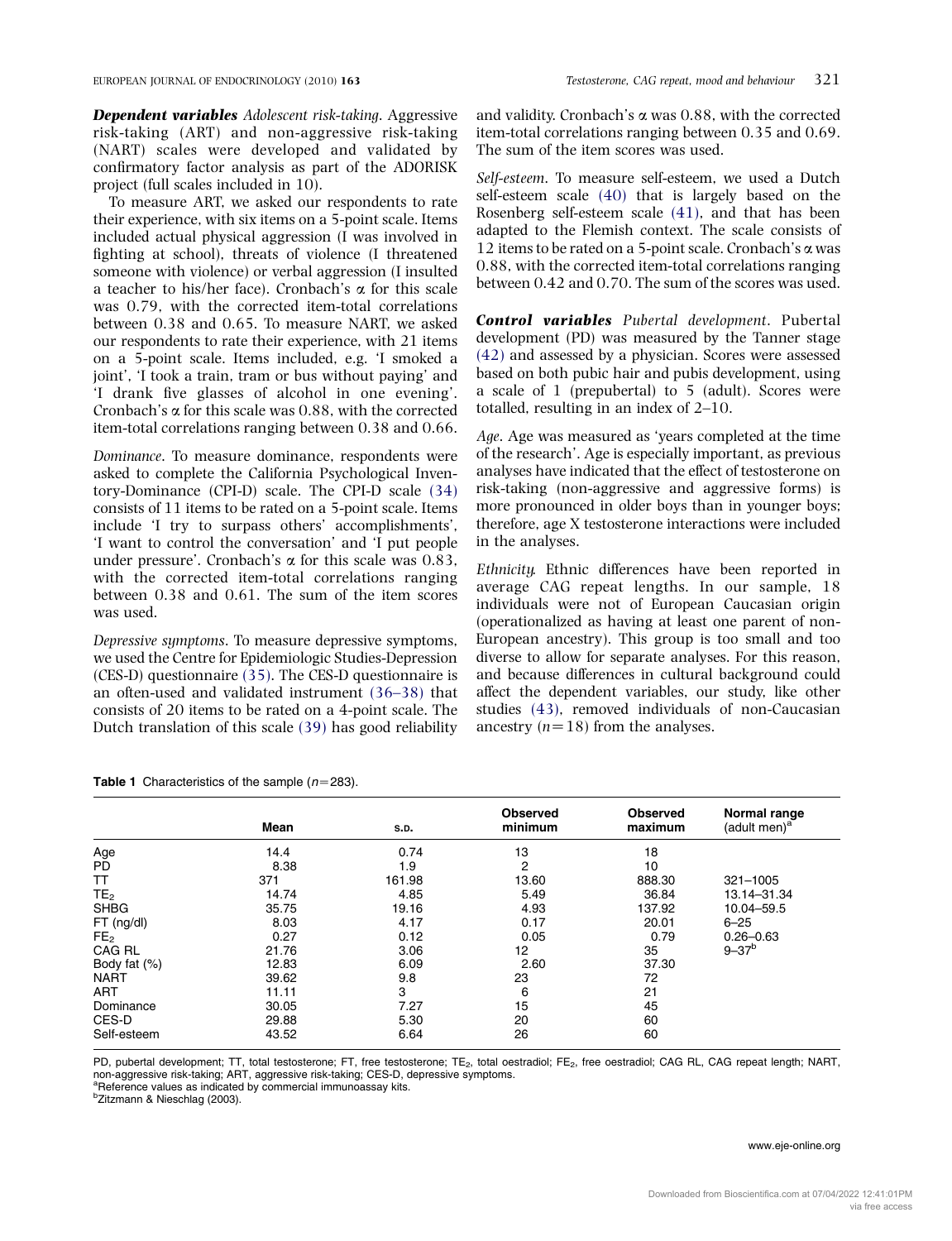***Dependent variables*** *Adolescent risk-taking*. Aggressive risk-taking (ART) and non-aggressive risk-taking (NART) scales were developed and validated by confirmatory factor analysis as part of the ADORISK project (full scales included in 10).

To measure ART, we asked our respondents to rate their experience, with six items on a 5-point scale. Items included actual physical aggression (I was involved in fighting at school), threats of violence (I threatened someone with violence) or verbal aggression (I insulted a teacher to his/her face). Cronbach's $\alpha$ for this scale was 0.79, with the corrected item-total correlations between 0.38 and 0.65. To measure NART, we asked our respondents to rate their experience, with 21 items on a 5-point scale. Items included, e.g. 'I smoked a joint', 'I took a train, tram or bus without paying' and 'I drank five glasses of alcohol in one evening'. Cronbach's $\alpha$ for this scale was 0.88, with the corrected item-total correlations ranging between 0.38 and 0.66.

*Dominance*. To measure dominance, respondents were asked to complete the California Psychological Inventory-Dominance (CPI-D) scale. The CPI-D scale (34) consists of 11 items to be rated on a 5-point scale. Items include 'I try to surpass others' accomplishments', 'I want to control the conversation' and 'I put people under pressure'. Cronbach's $\alpha$ for this scale was 0.83, with the corrected item-total correlations ranging between 0.38 and 0.61. The sum of the item scores was used.

*Depressive symptoms*. To measure depressive symptoms, we used the Centre for Epidemiologic Studies-Depression (CES-D) questionnaire (35). The CES-D questionnaire is an often-used and validated instrument (36–38) that consists of 20 items to be rated on a 4-point scale. The Dutch translation of this scale (39) has good reliability and validity. Cronbach's $\alpha$ was 0.88, with the corrected item-total correlations ranging between 0.35 and 0.69. The sum of the item scores was used.

*Self-esteem*. To measure self-esteem, we used a Dutch self-esteem scale (40) that is largely based on the Rosenberg self-esteem scale (41), and that has been adapted to the Flemish context. The scale consists of 12 items to be rated on a 5-point scale. Cronbach's $\alpha$ was 0.88, with the corrected item-total correlations ranging between 0.42 and 0.70. The sum of the scores was used.

***Control variables*** *Pubertal development*. Pubertal development (PD) was measured by the Tanner stage (42) and assessed by a physician. Scores were assessed based on both pubic hair and pubis development, using a scale of 1 (prepubertal) to 5 (adult). Scores were totalled, resulting in an index of 2–10.

*Age*. Age was measured as 'years completed at the time of the research'. Age is especially important, as previous analyses have indicated that the effect of testosterone on risk-taking (non-aggressive and aggressive forms) is more pronounced in older boys than in younger boys; therefore, age X testosterone interactions were included in the analyses.

*Ethnicity*. Ethnic differences have been reported in average CAG repeat lengths. In our sample, 18 individuals were not of European Caucasian origin (operationalized as having at least one parent of non-European ancestry). This group is too small and too diverse to allow for separate analyses. For this reason, and because differences in cultural background could affect the dependent variables, our study, like other studies (43), removed individuals of non-Caucasian ancestry ($n=18$) from the analyses.

**Table 1** Characteristics of the sample ($n=283$).

| | Mean | S.D. | Observed minimum | Observed maximum | Normal range (adult men)[a] |
|---|---|---|---|---|---|
| Age | 14.4 | 0.74 | 13 | 18 | |
| PD | 8.38 | 1.9 | 2 | 10 | |
| TT | 371 | 161.98 | 13.60 | 888.30 | 321–1005 |
| $TE_2$ | 14.74 | 4.85 | 5.49 | 36.84 | 13.14–31.34 |
| SHBG | 35.75 | 19.16 | 4.93 | 137.92 | 10.04–59.5 |
| FT (ng/dl) | 8.03 | 4.17 | 0.17 | 20.01 | 6–25 |
| $FE_2$ | 0.27 | 0.12 | 0.05 | 0.79 | 0.26–0.63 |
| CAG RL | 21.76 | 3.06 | 12 | 35 | 9–37[b] |
| Body fat (%) | 12.83 | 6.09 | 2.60 | 37.30 | |
| NART | 39.62 | 9.8 | 23 | 72 | |
| ART | 11.11 | 3 | 6 | 21 | |
| Dominance | 30.05 | 7.27 | 15 | 45 | |
| CES-D | 29.88 | 5.30 | 20 | 60 | |
| Self-esteem | 43.52 | 6.64 | 26 | 60 | |

PD, pubertal development; TT, total testosterone; FT, free testosterone; $TE_2$, total oestradiol; $FE_2$, free oestradiol; CAG RL, CAG repeat length; NART, non-aggressive risk-taking; ART, aggressive risk-taking; CES-D, depressive symptoms.
[a]Reference values as indicated by commercial immunoassay kits.
[b]Zitzmann & Nieschlag (2003).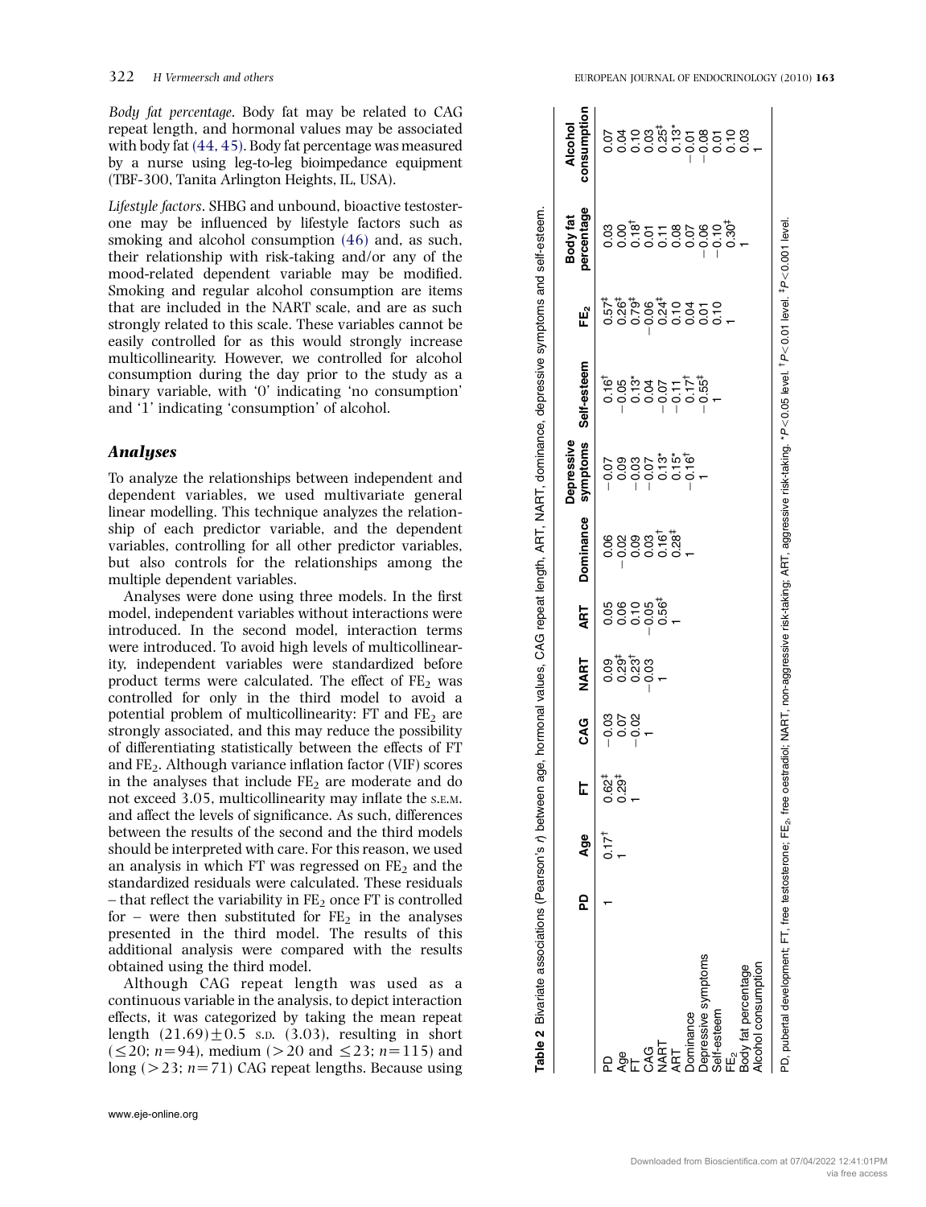*Body fat percentage*. Body fat may be related to CAG repeat length, and hormonal values may be associated with body fat (44, 45). Body fat percentage was measured by a nurse using leg-to-leg bioimpedance equipment (TBF-300, Tanita Arlington Heights, IL, USA).

*Lifestyle factors*. SHBG and unbound, bioactive testosterone may be influenced by lifestyle factors such as smoking and alcohol consumption (46) and, as such, their relationship with risk-taking and/or any of the mood-related dependent variable may be modified. Smoking and regular alcohol consumption are items that are included in the NART scale, and are as such strongly related to this scale. These variables cannot be easily controlled for as this would strongly increase multicollinearity. However, we controlled for alcohol consumption during the day prior to the study as a binary variable, with '0' indicating 'no consumption' and '1' indicating 'consumption' of alcohol.

### Analyses

To analyze the relationships between independent and dependent variables, we used multivariate general linear modelling. This technique analyzes the relationship of each predictor variable, and the dependent variables, controlling for all other predictor variables, but also controls for the relationships among the multiple dependent variables.

Analyses were done using three models. In the first model, independent variables without interactions were introduced. In the second model, interaction terms were introduced. To avoid high levels of multicollinearity, independent variables were standardized before product terms were calculated. The effect of $FE_2$ was controlled for only in the third model to avoid a potential problem of multicollinearity: FT and $FE_2$ are strongly associated, and this may reduce the possibility of differentiating statistically between the effects of FT and $FE_2$. Although variance inflation factor (VIF) scores in the analyses that include $FE_2$ are moderate and do not exceed 3.05, multicollinearity may inflate the S.E.M. and affect the levels of significance. As such, differences between the results of the second and the third models should be interpreted with care. For this reason, we used an analysis in which FT was regressed on $FE_2$ and the standardized residuals were calculated. These residuals – that reflect the variability in $FE_2$ once FT is controlled for – were then substituted for $FE_2$ in the analyses presented in the third model. The results of this additional analysis were compared with the results obtained using the third model.

Although CAG repeat length was used as a continuous variable in the analysis, to depict interaction effects, it was categorized by taking the mean repeat length $(21.69) \pm 0.5$ S.D. (3.03), resulting in short ($\leq 20$; $n=94$), medium ($>20$ and $\leq 23$; $n=115$) and long ($>23$; $n=71$) CAG repeat lengths. Because using

**Table 2** Bivariate associations (Pearson's *r*) between age, hormonal values, CAG repeat length, ART, NART, dominance, depressive symptoms and self-esteem.

| | PD | Age | FT | CAG | NART | ART | Dominance | Depressive symptoms | Self-esteem | $FE_2$ | Body fat percentage | Alcohol consumption |
|---|---|---|---|---|---|---|---|---|---|---|---|---|
| PD | 1 | 0.17† | 0.62‡ | −0.03 | 0.09 | 0.05 | 0.06 | −0.07 | 0.16† | 0.57‡ | 0.03 | 0.07 |
| Age | | 1 | 0.29‡ | 0.07 | 0.29‡ | 0.06 | −0.02 | 0.09 | −0.05 | 0.26‡ | 0.00 | 0.04 |
| FT | | | 1 | −0.02 | 0.23† | 0.10 | 0.09 | −0.03 | 0.13* | 0.79‡ | 0.18† | 0.10 |
| CAG | | | | 1 | −0.03 | −0.05 | 0.03 | −0.07 | 0.04 | −0.06 | 0.01 | 0.03 |
| NART | | | | | 1 | 0.56‡ | 0.16† | 0.13* | −0.07 | 0.24‡ | 0.11 | 0.25‡ |
| ART | | | | | | 1 | 0.28‡ | 0.15* | −0.11 | 0.10 | 0.08 | 0.13* |
| Dominance | | | | | | | 1 | −0.16† | 0.17† | 0.04 | 0.07 | −0.01 |
| Depressive symptoms | | | | | | | | 1 | −0.55‡ | 0.01 | −0.06 | −0.08 |
| Self-esteem | | | | | | | | | 1 | 0.10 | −0.10 | 0.01 |
| $FE_2$ | | | | | | | | | | 1 | 0.30‡ | 0.10 |
| Body fat percentage | | | | | | | | | | | 1 | 0.03 |
| Alcohol consumption | | | | | | | | | | | | 1 |

PD, pubertal development; FT, free testosterone; $FE_2$, free oestradiol; NART, non-aggressive risk-taking; ART, aggressive risk-taking. *$P<0.05$ level. †$P<0.01$ level. ‡$P<0.001$ level.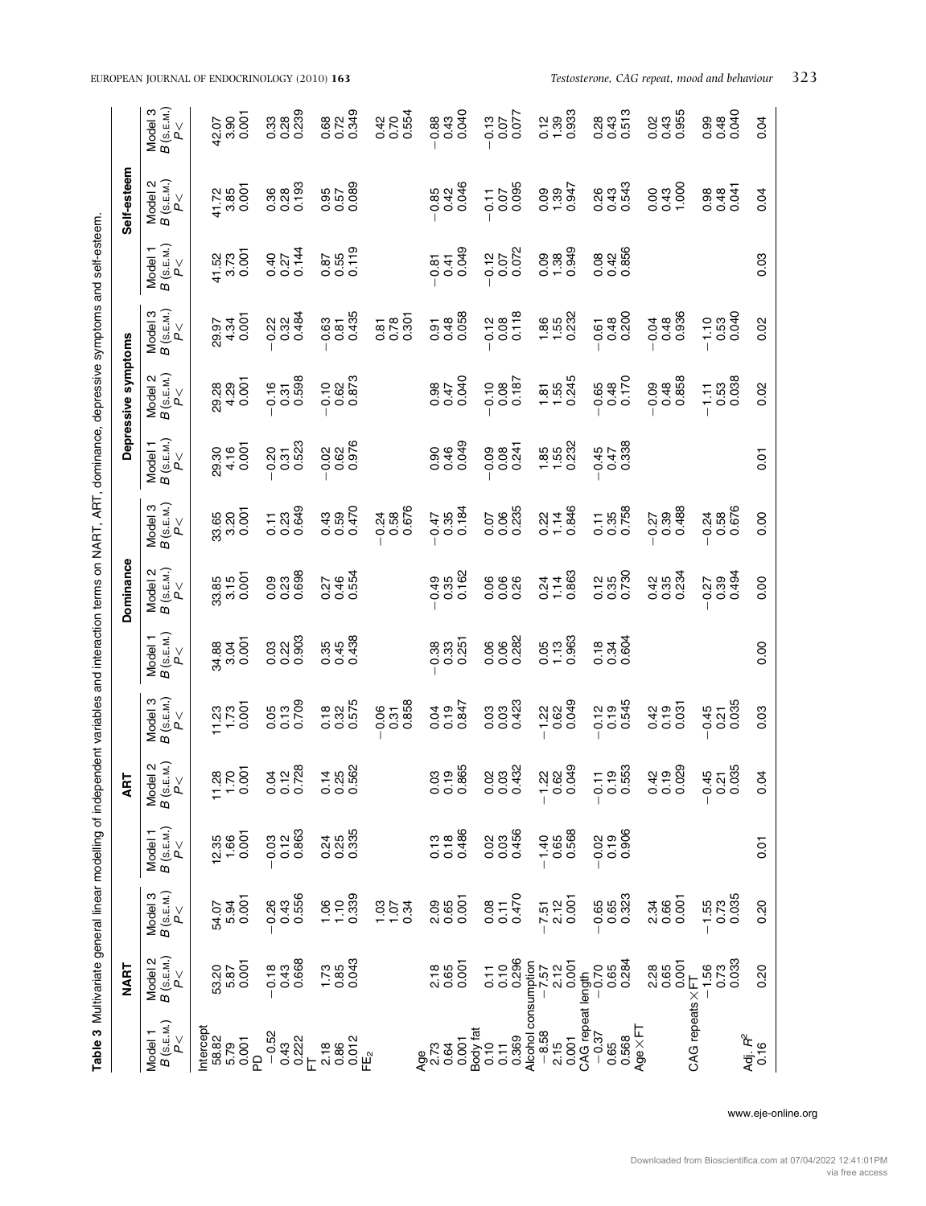**Table 3** Multivariate general linear modelling of independent variables and interaction terms on NART, ART, dominance, depressive symptoms and self-esteem.

| | | NART | | | ART | | | Dominance | | | Depressive symptoms | | | Self-esteem | | |
|---|---|---|---|---|---|---|---|---|---|---|---|---|---|---|---|---|
| | | Model 1 | Model 2 | Model 3 | Model 1 | Model 2 | Model 3 | Model 1 | Model 2 | Model 3 | Model 1 | Model 2 | Model 3 | Model 1 | Model 2 | Model 3 |
| Intercept | *B* | 58.82 | 53.20 | 54.07 | 12.35 | 11.28 | 11.23 | 34.88 | 33.85 | 33.65 | 29.30 | 29.28 | 29.97 | 41.52 | 41.72 | 42.07 |
| | (s.e.m.) | 5.79 | 5.87 | 5.94 | 1.66 | 1.70 | 1.73 | 3.04 | 3.15 | 3.20 | 4.16 | 4.29 | 4.34 | 3.73 | 3.85 | 3.90 |
| | *P*< | 0.001 | 0.001 | 0.001 | 0.001 | 0.001 | 0.001 | 0.001 | 0.001 | 0.001 | 0.001 | 0.001 | 0.001 | 0.001 | 0.001 | 0.001 |
| PD | *B* | −0.52 | −0.18 | −0.26 | −0.03 | 0.04 | 0.05 | 0.03 | 0.09 | 0.11 | −0.20 | −0.16 | −0.22 | 0.40 | 0.36 | 0.33 |
| | (s.e.m.) | 0.43 | 0.43 | 0.43 | 0.12 | 0.12 | 0.13 | 0.22 | 0.23 | 0.23 | 0.31 | 0.31 | 0.32 | 0.27 | 0.28 | 0.28 |
| | *P*< | 0.222 | 0.668 | 0.556 | 0.863 | 0.728 | 0.709 | 0.903 | 0.698 | 0.649 | 0.523 | 0.598 | 0.484 | 0.144 | 0.193 | 0.239 |
| FT | *B* | 2.18 | 1.73 | 1.06 | 0.24 | 0.14 | 0.18 | 0.35 | 0.27 | 0.43 | −0.02 | −0.10 | −0.63 | 0.87 | 0.95 | 0.68 |
| | (s.e.m.) | 0.86 | 0.85 | 1.10 | 0.25 | 0.25 | 0.32 | 0.45 | 0.46 | 0.59 | 0.62 | 0.62 | 0.81 | 0.55 | 0.57 | 0.72 |
| | *P*< | 0.012 | 0.043 | 0.339 | 0.335 | 0.562 | 0.575 | 0.438 | 0.554 | 0.470 | 0.976 | 0.873 | 0.435 | 0.119 | 0.089 | 0.349 |
| $FE_2$ | *B* | | | 1.03 | | | −0.06 | | | −0.24 | | | 0.81 | | | 0.42 |
| | (s.e.m.) | | | 1.07 | | | 0.31 | | | 0.58 | | | 0.78 | | | 0.70 |
| | *P*< | | | 0.34 | | | 0.858 | | | 0.676 | | | 0.301 | | | 0.554 |
| Age | *B* | 2.73 | 2.18 | 2.09 | 0.13 | 0.03 | 0.04 | −0.38 | −0.49 | −0.47 | 0.90 | 0.98 | 0.91 | −0.81 | −0.85 | −0.88 |
| | (s.e.m.) | 0.64 | 0.65 | 0.65 | 0.18 | 0.19 | 0.19 | 0.33 | 0.35 | 0.35 | 0.46 | 0.47 | 0.48 | 0.41 | 0.42 | 0.43 |
| | *P*< | 0.001 | 0.001 | 0.001 | 0.486 | 0.865 | 0.847 | 0.251 | 0.162 | 0.184 | 0.049 | 0.040 | 0.058 | 0.049 | 0.046 | 0.040 |
| Body fat | *B* | 0.10 | 0.11 | 0.08 | 0.02 | 0.02 | 0.03 | 0.06 | 0.06 | 0.07 | −0.09 | −0.10 | −0.12 | −0.12 | −0.11 | −0.13 |
| | (s.e.m.) | 0.11 | 0.10 | 0.11 | 0.03 | 0.03 | 0.03 | 0.06 | 0.06 | 0.06 | 0.08 | 0.08 | 0.08 | 0.07 | 0.07 | 0.07 |
| | *P*< | 0.369 | 0.296 | 0.470 | 0.456 | 0.432 | 0.423 | 0.282 | 0.26 | 0.235 | 0.241 | 0.187 | 0.118 | 0.072 | 0.095 | 0.077 |
| Alcohol consumption | *B* | −8.58 | −7.57 | −7.51 | −1.40 | −1.22 | −1.22 | 0.05 | 0.24 | 0.22 | 1.85 | 1.81 | 1.86 | 0.09 | 0.09 | 0.12 |
| | (s.e.m.) | 2.15 | 2.12 | 2.12 | 0.65 | 0.62 | 0.62 | 1.13 | 1.14 | 1.14 | 1.55 | 1.55 | 1.55 | 1.38 | 1.39 | 1.39 |
| | *P*< | 0.001 | 0.001 | 0.001 | 0.568 | 0.049 | 0.049 | 0.963 | 0.863 | 0.846 | 0.232 | 0.245 | 0.232 | 0.949 | 0.947 | 0.933 |
| CAG repeat length | *B* | −0.37 | −0.70 | −0.65 | −0.02 | −0.11 | −0.12 | 0.18 | 0.12 | 0.11 | −0.45 | −0.65 | −0.61 | 0.08 | 0.26 | 0.28 |
| | (s.e.m.) | 0.65 | 0.65 | 0.65 | 0.19 | 0.19 | 0.19 | 0.34 | 0.35 | 0.35 | 0.47 | 0.48 | 0.48 | 0.42 | 0.43 | 0.43 |
| | *P*< | 0.568 | 0.284 | 0.323 | 0.906 | 0.553 | 0.545 | 0.604 | 0.730 | 0.758 | 0.338 | 0.170 | 0.200 | 0.856 | 0.543 | 0.513 |
| Age×FT | *B* | | 2.28 | 2.34 | | 0.42 | 0.42 | | 0.42 | −0.27 | | −0.09 | −0.04 | | 0.00 | 0.02 |
| | (s.e.m.) | | 0.65 | 0.66 | | 0.19 | 0.19 | | 0.35 | 0.39 | | 0.48 | 0.48 | | 0.43 | 0.43 |
| | *P*< | | 0.001 | 0.001 | | 0.029 | 0.031 | | 0.234 | 0.488 | | 0.858 | 0.936 | | 1.000 | 0.955 |
| CAG repeats×FT | *B* | | −1.56 | −1.55 | | −0.45 | −0.45 | | −0.27 | −0.24 | | −1.11 | −1.10 | | 0.98 | 0.99 |
| | (s.e.m.) | | 0.73 | 0.73 | | 0.21 | 0.21 | | 0.39 | 0.58 | | 0.53 | 0.53 | | 0.48 | 0.48 |
| | *P*< | | 0.033 | 0.035 | | 0.035 | 0.035 | | 0.494 | 0.676 | | 0.038 | 0.040 | | 0.041 | 0.040 |
| Adj. $R^2$ | | 0.16 | 0.20 | 0.20 | 0.01 | 0.04 | 0.03 | 0.00 | 0.00 | 0.00 | 0.01 | 0.02 | 0.02 | 0.03 | 0.04 | 0.04 |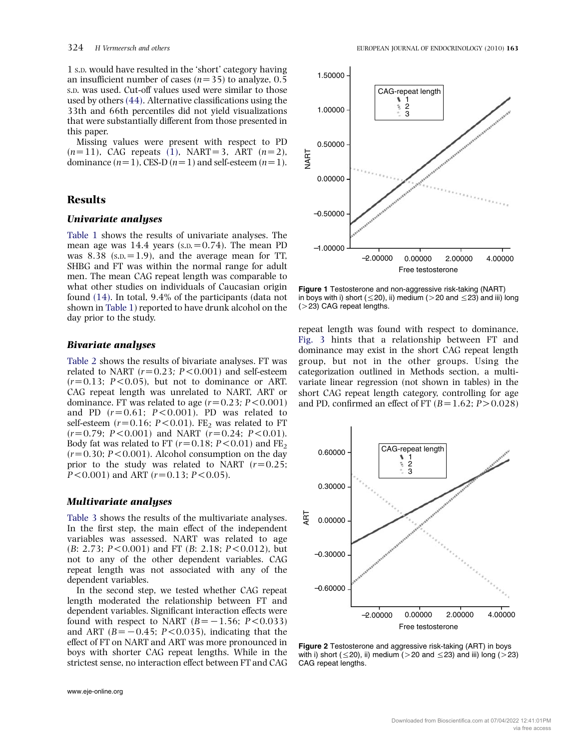1 s.d. would have resulted in the 'short' category having an insufficient number of cases ($n=35$) to analyze, 0.5 s.d. was used. Cut-off values used were similar to those used by others (44). Alternative classifications using the 33th and 66th percentiles did not yield visualizations that were substantially different from those presented in this paper.

Missing values were present with respect to PD ($n=11$), CAG repeats (1), NART=3, ART ($n=2$), dominance ($n=1$), CES-D ($n=1$) and self-esteem ($n=1$).

## Results

### Univariate analyses

Table 1 shows the results of univariate analyses. The mean age was 14.4 years (s.d.=0.74). The mean PD was 8.38 (s.d.=1.9), and the average mean for TT, SHBG and FT was within the normal range for adult men. The mean CAG repeat length was comparable to what other studies on individuals of Caucasian origin found (14). In total, 9.4% of the participants (data not shown in Table 1) reported to have drunk alcohol on the day prior to the study.

### Bivariate analyses

Table 2 shows the results of bivariate analyses. FT was related to NART ($r=0.23$; $P<0.001$) and self-esteem ($r=0.13$; $P<0.05$), but not to dominance or ART. CAG repeat length was unrelated to NART, ART or dominance. FT was related to age ($r=0.23$; $P<0.001$) and PD ($r=0.61$; $P<0.001$). PD was related to self-esteem ($r=0.16$; $P<0.01$). $FE_2$ was related to FT ($r=0.79$; $P<0.001$) and NART ($r=0.24$; $P<0.01$). Body fat was related to FT ($r=0.18$; $P<0.01$) and $FE_2$ ($r=0.30$; $P<0.001$). Alcohol consumption on the day prior to the study was related to NART ($r=0.25$; $P<0.001$) and ART ($r=0.13$; $P<0.05$).

### Multivariate analyses

Table 3 shows the results of the multivariate analyses. In the first step, the main effect of the independent variables was assessed. NART was related to age ($B$: 2.73; $P<0.001$) and FT ($B$: 2.18; $P<0.012$), but not to any of the other dependent variables. CAG repeat length was not associated with any of the dependent variables.

In the second step, we tested whether CAG repeat length moderated the relationship between FT and dependent variables. Significant interaction effects were found with respect to NART ($B=-1.56$; $P<0.033$) and ART ($B=-0.45$; $P<0.035$), indicating that the effect of FT on NART and ART was more pronounced in boys with shorter CAG repeat lengths. While in the strictest sense, no interaction effect between FT and CAG repeat length was found with respect to dominance, Fig. 3 hints that a relationship between FT and dominance may exist in the short CAG repeat length group, but not in the other groups. Using the categorization outlined in Methods section, a multivariate linear regression (not shown in tables) in the short CAG repeat length category, controlling for age and PD, confirmed an effect of FT ($B=1.62$; $P>0.028$)

**Figure 1** Testosterone and non-aggressive risk-taking (NART) in boys with i) short (≤20), ii) medium (>20 and ≤23) and iii) long (>23) CAG repeat lengths.

**Figure 2** Testosterone and aggressive risk-taking (ART) in boys with i) short (≤20), ii) medium (>20 and ≤23) and iii) long (>23) CAG repeat lengths.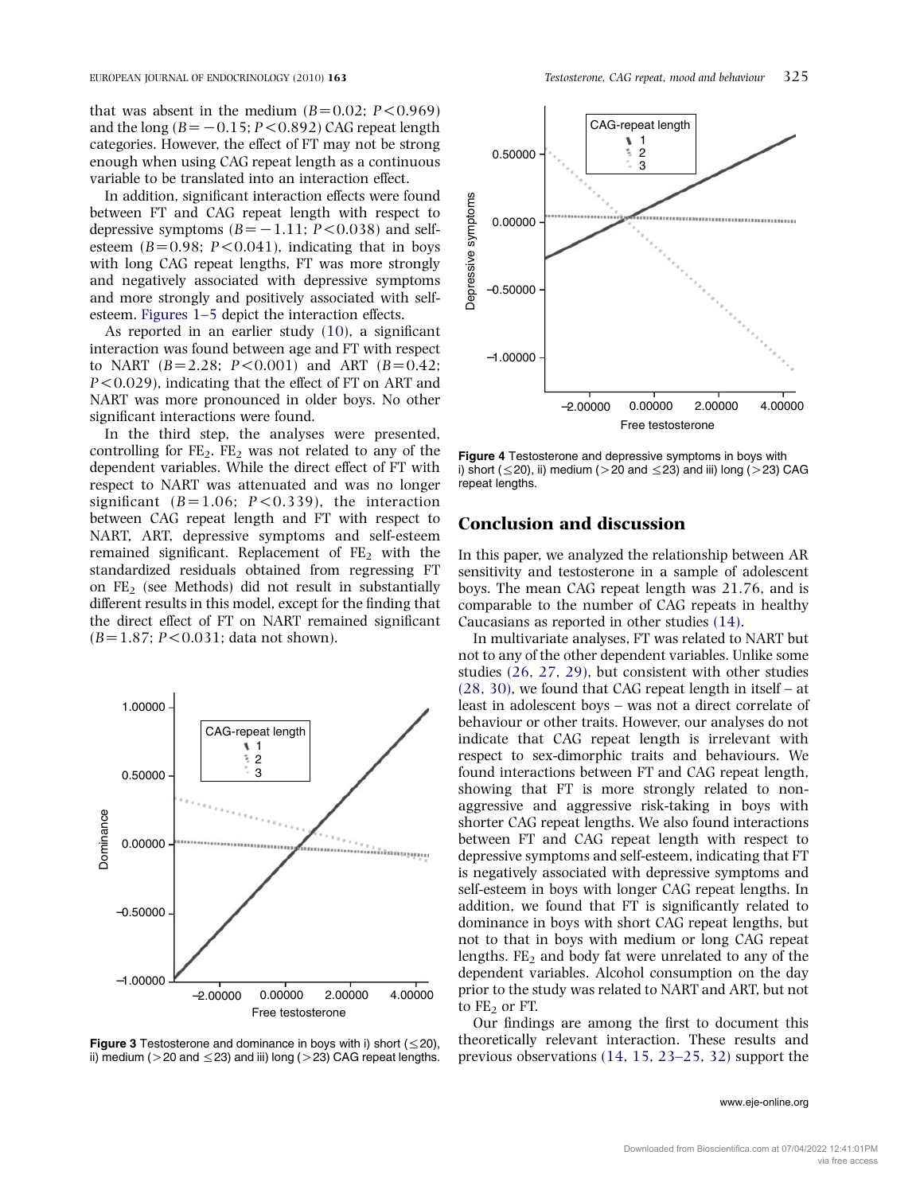that was absent in the medium ($B=0.02$; $P<0.969$) and the long ($B=-0.15$; $P<0.892$) CAG repeat length categories. However, the effect of FT may not be strong enough when using CAG repeat length as a continuous variable to be translated into an interaction effect.

In addition, significant interaction effects were found between FT and CAG repeat length with respect to depressive symptoms ($B=-1.11$; $P<0.038$) and self-esteem ($B=0.98$; $P<0.041$), indicating that in boys with long CAG repeat lengths, FT was more strongly and negatively associated with depressive symptoms and more strongly and positively associated with self-esteem. Figures 1–5 depict the interaction effects.

As reported in an earlier study (10), a significant interaction was found between age and FT with respect to NART ($B=2.28$; $P<0.001$) and ART ($B=0.42$; $P<0.029$), indicating that the effect of FT on ART and NART was more pronounced in older boys. No other significant interactions were found.

In the third step, the analyses were presented, controlling for $FE_2$. $FE_2$ was not related to any of the dependent variables. While the direct effect of FT with respect to NART was attenuated and was no longer significant ($B=1.06$; $P<0.339$), the interaction between CAG repeat length and FT with respect to NART, ART, depressive symptoms and self-esteem remained significant. Replacement of $FE_2$ with the standardized residuals obtained from regressing FT on $FE_2$ (see Methods) did not result in substantially different results in this model, except for the finding that the direct effect of FT on NART remained significant ($B=1.87$; $P<0.031$; data not shown).

**Figure 3** Testosterone and dominance in boys with i) short ($\leq$20), ii) medium (>20 and $\leq$23) and iii) long (>23) CAG repeat lengths.

**Figure 4** Testosterone and depressive symptoms in boys with i) short ($\leq$20), ii) medium (>20 and $\leq$23) and iii) long (>23) CAG repeat lengths.

## Conclusion and discussion

In this paper, we analyzed the relationship between AR sensitivity and testosterone in a sample of adolescent boys. The mean CAG repeat length was 21.76, and is comparable to the number of CAG repeats in healthy Caucasians as reported in other studies (14).

In multivariate analyses, FT was related to NART but not to any of the other dependent variables. Unlike some studies (26, 27, 29), but consistent with other studies (28, 30), we found that CAG repeat length in itself – at least in adolescent boys – was not a direct correlate of behaviour or other traits. However, our analyses do not indicate that CAG repeat length is irrelevant with respect to sex-dimorphic traits and behaviours. We found interactions between FT and CAG repeat length, showing that FT is more strongly related to non-aggressive and aggressive risk-taking in boys with shorter CAG repeat lengths. We also found interactions between FT and CAG repeat length with respect to depressive symptoms and self-esteem, indicating that FT is negatively associated with depressive symptoms and self-esteem in boys with longer CAG repeat lengths. In addition, we found that FT is significantly related to dominance in boys with short CAG repeat lengths, but not to that in boys with medium or long CAG repeat lengths. $FE_2$ and body fat were unrelated to any of the dependent variables. Alcohol consumption on the day prior to the study was related to NART and ART, but not to $FE_2$ or FT.

Our findings are among the first to document this theoretically relevant interaction. These results and previous observations (14, 15, 23–25, 32) support the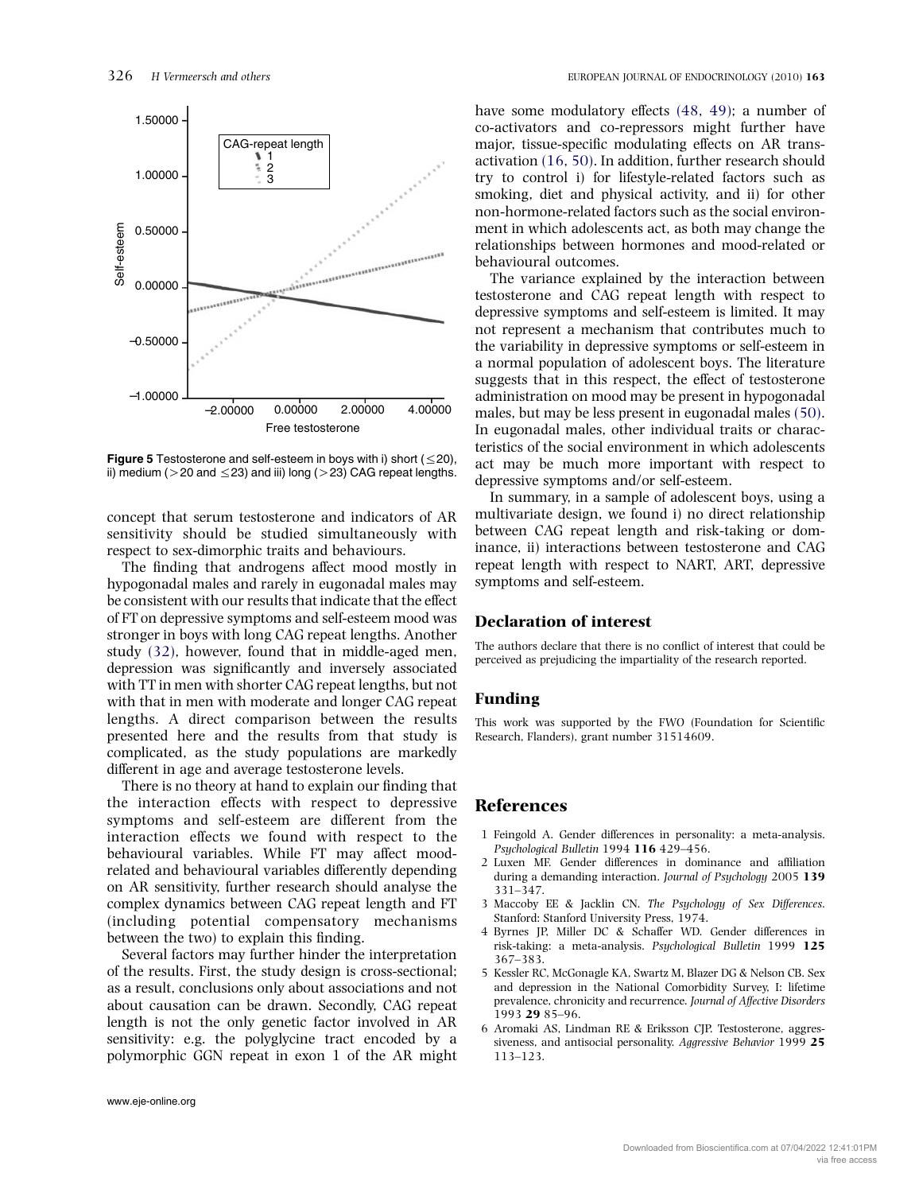CAG-repeat length
1
2
3

1.50000
1.00000
0.50000
0.00000
–0.50000
–1.00000

Self-esteem

–2.00000
0.00000
2.00000
4.00000

Free testosterone

**Figure 5** Testosterone and self-esteem in boys with i) short (≤20), ii) medium (>20 and ≤23) and iii) long (>23) CAG repeat lengths.

concept that serum testosterone and indicators of AR sensitivity should be studied simultaneously with respect to sex-dimorphic traits and behaviours.

The finding that androgens affect mood mostly in hypogonadal males and rarely in eugonadal males may be consistent with our results that indicate that the effect of FT on depressive symptoms and self-esteem mood was stronger in boys with long CAG repeat lengths. Another study (32), however, found that in middle-aged men, depression was significantly and inversely associated with TT in men with shorter CAG repeat lengths, but not with that in men with moderate and longer CAG repeat lengths. A direct comparison between the results presented here and the results from that study is complicated, as the study populations are markedly different in age and average testosterone levels.

There is no theory at hand to explain our finding that the interaction effects with respect to depressive symptoms and self-esteem are different from the interaction effects we found with respect to the behavioural variables. While FT may affect mood-related and behavioural variables differently depending on AR sensitivity, further research should analyse the complex dynamics between CAG repeat length and FT (including potential compensatory mechanisms between the two) to explain this finding.

Several factors may further hinder the interpretation of the results. First, the study design is cross-sectional; as a result, conclusions only about associations and not about causation can be drawn. Secondly, CAG repeat length is not the only genetic factor involved in AR sensitivity: e.g. the polyglycine tract encoded by a polymorphic GGN repeat in exon 1 of the AR might have some modulatory effects (48, 49); a number of co-activators and co-repressors might further have major, tissue-specific modulating effects on AR transactivation (16, 50). In addition, further research should try to control i) for lifestyle-related factors such as smoking, diet and physical activity, and ii) for other non-hormone-related factors such as the social environment in which adolescents act, as both may change the relationships between hormones and mood-related or behavioural outcomes.

The variance explained by the interaction between testosterone and CAG repeat length with respect to depressive symptoms and self-esteem is limited. It may not represent a mechanism that contributes much to the variability in depressive symptoms or self-esteem in a normal population of adolescent boys. The literature suggests that in this respect, the effect of testosterone administration on mood may be present in hypogonadal males, but may be less present in eugonadal males (50). In eugonadal males, other individual traits or characteristics of the social environment in which adolescents act may be much more important with respect to depressive symptoms and/or self-esteem.

In summary, in a sample of adolescent boys, using a multivariate design, we found i) no direct relationship between CAG repeat length and risk-taking or dominance, ii) interactions between testosterone and CAG repeat length with respect to NART, ART, depressive symptoms and self-esteem.

## Declaration of interest

The authors declare that there is no conflict of interest that could be perceived as prejudicing the impartiality of the research reported.

## Funding

This work was supported by the FWO (Foundation for Scientific Research, Flanders), grant number 31514609.

## References

1 Feingold A. Gender differences in personality: a meta-analysis. *Psychological Bulletin* 1994 **116** 429–456.
2 Luxen MF. Gender differences in dominance and affiliation during a demanding interaction. *Journal of Psychology* 2005 **139** 331–347.
3 Maccoby EE & Jacklin CN. *The Psychology of Sex Differences*. Stanford: Stanford University Press, 1974.
4 Byrnes JP, Miller DC & Schaffer WD. Gender differences in risk-taking: a meta-analysis. *Psychological Bulletin* 1999 **125** 367–383.
5 Kessler RC, McGonagle KA, Swartz M, Blazer DG & Nelson CB. Sex and depression in the National Comorbidity Survey, I: lifetime prevalence, chronicity and recurrence. *Journal of Affective Disorders* 1993 **29** 85–96.
6 Aromaki AS, Lindman RE & Eriksson CJP. Testosterone, aggressiveness, and antisocial personality. *Aggressive Behavior* 1999 **25** 113–123.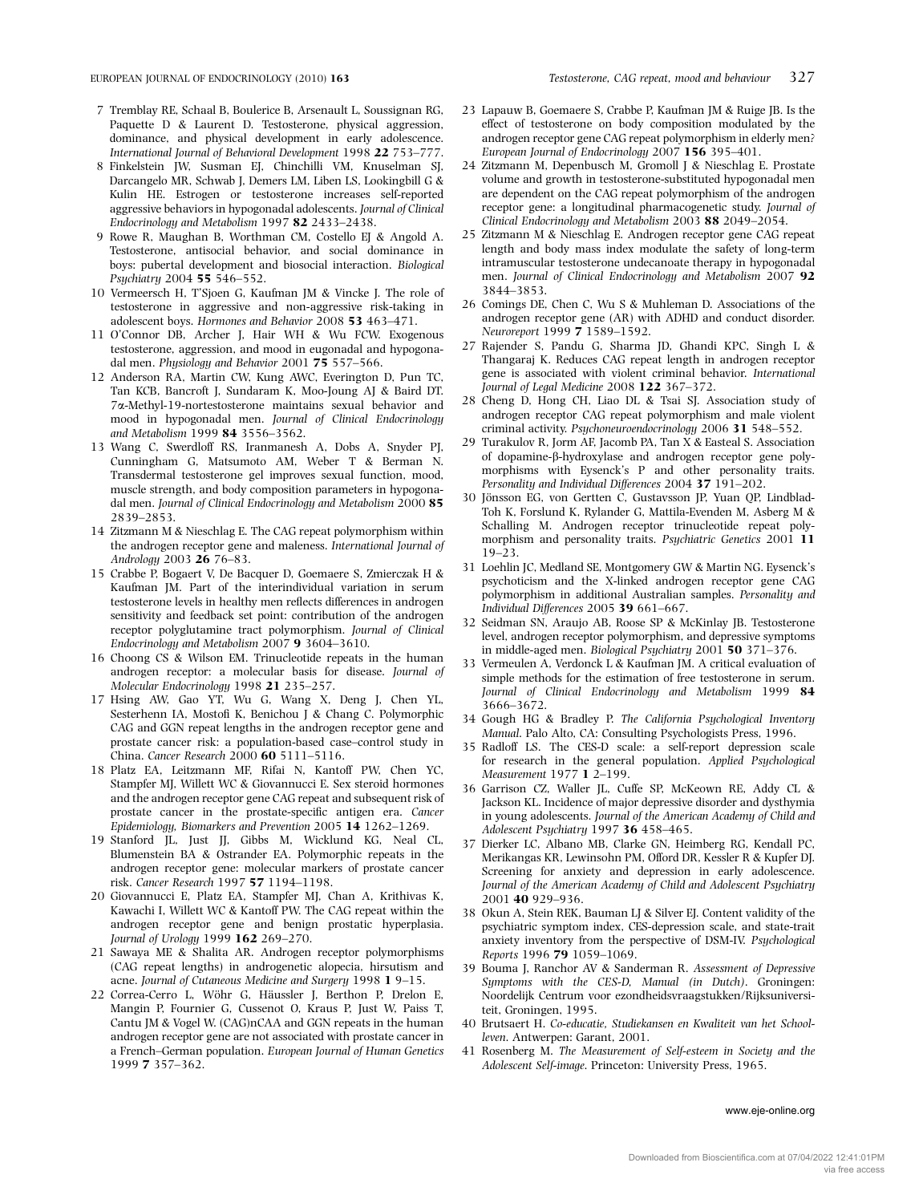7 Tremblay RE, Schaal B, Boulerice B, Arsenault L, Soussignan RG, Paquette D & Laurent D. Testosterone, physical aggression, dominance, and physical development in early adolescence. *International Journal of Behavioral Development* 1998 **22** 753–777.

8 Finkelstein JW, Susman EJ, Chinchilli VM, Knuselman SJ, Darcangelo MR, Schwab J, Demers LM, Liben LS, Lookingbill G & Kulin HE. Estrogen or testosterone increases self-reported aggressive behaviors in hypogonadal adolescents. *Journal of Clinical Endocrinology and Metabolism* 1997 **82** 2433–2438.

9 Rowe R, Maughan B, Worthman CM, Costello EJ & Angold A. Testosterone, antisocial behavior, and social dominance in boys: pubertal development and biosocial interaction. *Biological Psychiatry* 2004 **55** 546–552.

10 Vermeersch H, T'Sjoen G, Kaufman JM & Vincke J. The role of testosterone in aggressive and non-aggressive risk-taking in adolescent boys. *Hormones and Behavior* 2008 **53** 463–471.

11 O'Connor DB, Archer J, Hair WH & Wu FCW. Exogenous testosterone, aggression, and mood in eugonadal and hypogonadal men. *Physiology and Behavior* 2001 **75** 557–566.

12 Anderson RA, Martin CW, Kung AWC, Everington D, Pun TC, Tan KCB, Bancroft J, Sundaram K, Moo-Joung AJ & Baird DT. 7α-Methyl-19-nortestosterone maintains sexual behavior and mood in hypogonadal men. *Journal of Clinical Endocrinology and Metabolism* 1999 **84** 3556–3562.

13 Wang C, Swerdloff RS, Iranmanesh A, Dobs A, Snyder PJ, Cunningham G, Matsumoto AM, Weber T & Berman N. Transdermal testosterone gel improves sexual function, mood, muscle strength, and body composition parameters in hypogonadal men. *Journal of Clinical Endocrinology and Metabolism* 2000 **85** 2839–2853.

14 Zitzmann M & Nieschlag E. The CAG repeat polymorphism within the androgen receptor gene and maleness. *International Journal of Andrology* 2003 **26** 76–83.

15 Crabbe P, Bogaert V, De Bacquer D, Goemaere S, Zmierczak H & Kaufman JM. Part of the interindividual variation in serum testosterone levels in healthy men reflects differences in androgen sensitivity and feedback set point: contribution of the androgen receptor polyglutamine tract polymorphism. *Journal of Clinical Endocrinology and Metabolism* 2007 **9** 3604–3610.

16 Choong CS & Wilson EM. Trinucleotide repeats in the human androgen receptor: a molecular basis for disease. *Journal of Molecular Endocrinology* 1998 **21** 235–257.

17 Hsing AW, Gao YT, Wu G, Wang X, Deng J, Chen YL, Sesterhenn IA, Mostofi K, Benichou J & Chang C. Polymorphic CAG and GGN repeat lengths in the androgen receptor gene and prostate cancer risk: a population-based case–control study in China. *Cancer Research* 2000 **60** 5111–5116.

18 Platz EA, Leitzmann MF, Rifai N, Kantoff PW, Chen YC, Stampfer MJ, Willett WC & Giovannucci E. Sex steroid hormones and the androgen receptor gene CAG repeat and subsequent risk of prostate cancer in the prostate-specific antigen era. *Cancer Epidemiology, Biomarkers and Prevention* 2005 **14** 1262–1269.

19 Stanford JL, Just JJ, Gibbs M, Wicklund KG, Neal CL, Blumenstein BA & Ostrander EA. Polymorphic repeats in the androgen receptor gene: molecular markers of prostate cancer risk. *Cancer Research* 1997 **57** 1194–1198.

20 Giovannucci E, Platz EA, Stampfer MJ, Chan A, Krithivas K, Kawachi I, Willett WC & Kantoff PW. The CAG repeat within the androgen receptor gene and benign prostatic hyperplasia. *Journal of Urology* 1999 **162** 269–270.

21 Sawaya ME & Shalita AR. Androgen receptor polymorphisms (CAG repeat lengths) in androgenetic alopecia, hirsutism and acne. *Journal of Cutaneous Medicine and Surgery* 1998 **1** 9–15.

22 Correa-Cerro L, Wöhr G, Häussler J, Berthon P, Drelon E, Mangin P, Fournier G, Cussenot O, Kraus P, Just W, Paiss T, Cantu JM & Vogel W. (CAG)nCAA and GGN repeats in the human androgen receptor gene are not associated with prostate cancer in a French–German population. *European Journal of Human Genetics* 1999 **7** 357–362.

23 Lapauw B, Goemaere S, Crabbe P, Kaufman JM & Ruige JB. Is the effect of testosterone on body composition modulated by the androgen receptor gene CAG repeat polymorphism in elderly men? *European Journal of Endocrinology* 2007 **156** 395–401.

24 Zitzmann M, Depenbusch M, Gromoll J & Nieschlag E. Prostate volume and growth in testosterone-substituted hypogonadal men are dependent on the CAG repeat polymorphism of the androgen receptor gene: a longitudinal pharmacogenetic study. *Journal of Clinical Endocrinology and Metabolism* 2003 **88** 2049–2054.

25 Zitzmann M & Nieschlag E. Androgen receptor gene CAG repeat length and body mass index modulate the safety of long-term intramuscular testosterone undecanoate therapy in hypogonadal men. *Journal of Clinical Endocrinology and Metabolism* 2007 **92** 3844–3853.

26 Comings DE, Chen C, Wu S & Muhleman D. Associations of the androgen receptor gene (AR) with ADHD and conduct disorder. *Neuroreport* 1999 **7** 1589–1592.

27 Rajender S, Pandu G, Sharma JD, Ghandi KPC, Singh L & Thangaraj K. Reduces CAG repeat length in androgen receptor gene is associated with violent criminal behavior. *International Journal of Legal Medicine* 2008 **122** 367–372.

28 Cheng D, Hong CH, Liao DL & Tsai SJ. Association study of androgen receptor CAG repeat polymorphism and male violent criminal activity. *Psychoneuroendocrinology* 2006 **31** 548–552.

29 Turakulov R, Jorm AF, Jacomb PA, Tan X & Easteal S. Association of dopamine-β-hydroxylase and androgen receptor gene polymorphisms with Eysenck's P and other personality traits. *Personality and Individual Differences* 2004 **37** 191–202.

30 Jönsson EG, von Gertten C, Gustavsson JP, Yuan QP, Lindblad-Toh K, Forslund K, Rylander G, Mattila-Evenden M, Asberg M & Schalling M. Androgen receptor trinucleotide repeat polymorphism and personality traits. *Psychiatric Genetics* 2001 **11** 19–23.

31 Loehlin JC, Medland SE, Montgomery GW & Martin NG. Eysenck's psychoticism and the X-linked androgen receptor gene CAG polymorphism in additional Australian samples. *Personality and Individual Differences* 2005 **39** 661–667.

32 Seidman SN, Araujo AB, Roose SP & McKinlay JB. Testosterone level, androgen receptor polymorphism, and depressive symptoms in middle-aged men. *Biological Psychiatry* 2001 **50** 371–376.

33 Vermeulen A, Verdonck L & Kaufman JM. A critical evaluation of simple methods for the estimation of free testosterone in serum. *Journal of Clinical Endocrinology and Metabolism* 1999 **84** 3666–3672.

34 Gough HG & Bradley P. *The California Psychological Inventory Manual*. Palo Alto, CA: Consulting Psychologists Press, 1996.

35 Radloff LS. The CES-D scale: a self-report depression scale for research in the general population. *Applied Psychological Measurement* 1977 **1** 2–199.

36 Garrison CZ, Waller JL, Cuffe SP, McKeown RE, Addy CL & Jackson KL. Incidence of major depressive disorder and dysthymia in young adolescents. *Journal of the American Academy of Child and Adolescent Psychiatry* 1997 **36** 458–465.

37 Dierker LC, Albano MB, Clarke GN, Heimberg RG, Kendall PC, Merikangas KR, Lewinsohn PM, Offord DR, Kessler R & Kupfer DJ. Screening for anxiety and depression in early adolescence. *Journal of the American Academy of Child and Adolescent Psychiatry* 2001 **40** 929–936.

38 Okun A, Stein REK, Bauman LJ & Silver EJ. Content validity of the psychiatric symptom index, CES-depression scale, and state-trait anxiety inventory from the perspective of DSM-IV. *Psychological Reports* 1996 **79** 1059–1069.

39 Bouma J, Ranchor AV & Sanderman R. *Assessment of Depressive Symptoms with the CES-D, Manual (in Dutch)*. Groningen: Noordelijk Centrum voor ezondheidsvraagstukken/Rijksuniversiteit, Groningen, 1995.

40 Brutsaert H. *Co-educatie, Studiekansen en Kwaliteit van het Schoolleven*. Antwerpen: Garant, 2001.

41 Rosenberg M. *The Measurement of Self-esteem in Society and the Adolescent Self-image*. Princeton: University Press, 1965.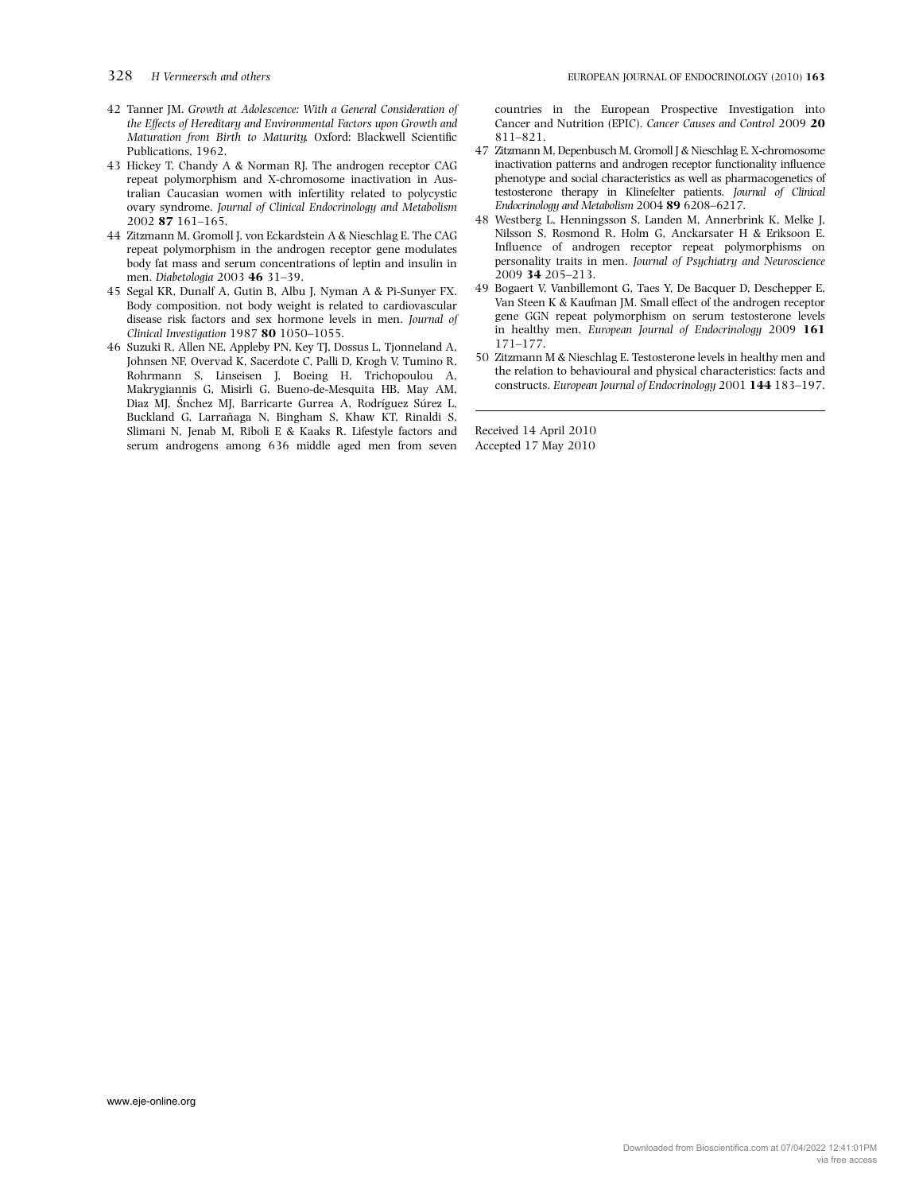42 Tanner JM. *Growth at Adolescence: With a General Consideration of the Effects of Hereditary and Environmental Factors upon Growth and Maturation from Birth to Maturity.* Oxford: Blackwell Scientific Publications, 1962.

43 Hickey T, Chandy A & Norman RJ. The androgen receptor CAG repeat polymorphism and X-chromosome inactivation in Australian Caucasian women with infertility related to polycystic ovary syndrome. *Journal of Clinical Endocrinology and Metabolism* 2002 **87** 161–165.

44 Zitzmann M, Gromoll J, von Eckardstein A & Nieschlag E. The CAG repeat polymorphism in the androgen receptor gene modulates body fat mass and serum concentrations of leptin and insulin in men. *Diabetologia* 2003 **46** 31–39.

45 Segal KR, Dunalf A, Gutin B, Albu J, Nyman A & Pi-Sunyer FX. Body composition, not body weight is related to cardiovascular disease risk factors and sex hormone levels in men. *Journal of Clinical Investigation* 1987 **80** 1050–1055.

46 Suzuki R, Allen NE, Appleby PN, Key TJ, Dossus L, Tjonneland A, Johnsen NF, Overvad K, Sacerdote C, Palli D, Krogh V, Tumino R, Rohrmann S, Linseisen J, Boeing H, Trichopoulou A, Makrygiannis G, Misirli G, Bueno-de-Mesquita HB, May AM, Diaz MJ, Śnchez MJ, Barricarte Gurrea A, Rodríguez Súrez L, Buckland G, Larrañaga N, Bingham S, Khaw KT, Rinaldi S, Slimani N, Jenab M, Riboli E & Kaaks R. Lifestyle factors and serum androgens among 636 middle aged men from seven countries in the European Prospective Investigation into Cancer and Nutrition (EPIC). *Cancer Causes and Control* 2009 **20** 811–821.

47 Zitzmann M, Depenbusch M, Gromoll J & Nieschlag E. X-chromosome inactivation patterns and androgen receptor functionality influence phenotype and social characteristics as well as pharmacogenetics of testosterone therapy in Klinefelter patients. *Journal of Clinical Endocrinology and Metabolism* 2004 **89** 6208–6217.

48 Westberg L, Henningsson S, Landen M, Annerbrink K, Melke J, Nilsson S, Rosmond R, Holm G, Anckarsater H & Eriksoon E. Influence of androgen receptor repeat polymorphisms on personality traits in men. *Journal of Psychiatry and Neuroscience* 2009 **34** 205–213.

49 Bogaert V, Vanbillemont G, Taes Y, De Bacquer D, Deschepper E, Van Steen K & Kaufman JM. Small effect of the androgen receptor gene GGN repeat polymorphism on serum testosterone levels in healthy men. *European Journal of Endocrinology* 2009 **161** 171–177.

50 Zitzmann M & Nieschlag E. Testosterone levels in healthy men and the relation to behavioural and physical characteristics: facts and constructs. *European Journal of Endocrinology* 2001 **144** 183–197.

Received 14 April 2010
Accepted 17 May 2010